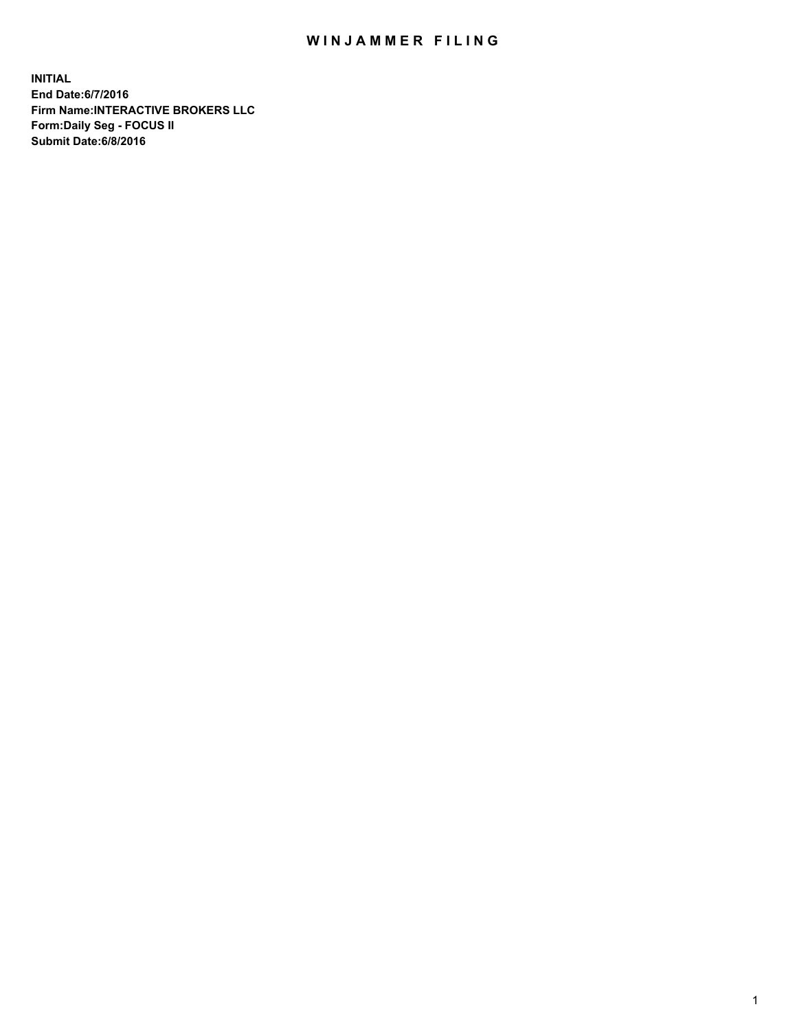# WINJAMMER FILING

**INITIAL**
**End Date:6/7/2016**
**Firm Name:INTERACTIVE BROKERS LLC**
**Form:Daily Seg - FOCUS II**
**Submit Date:6/8/2016**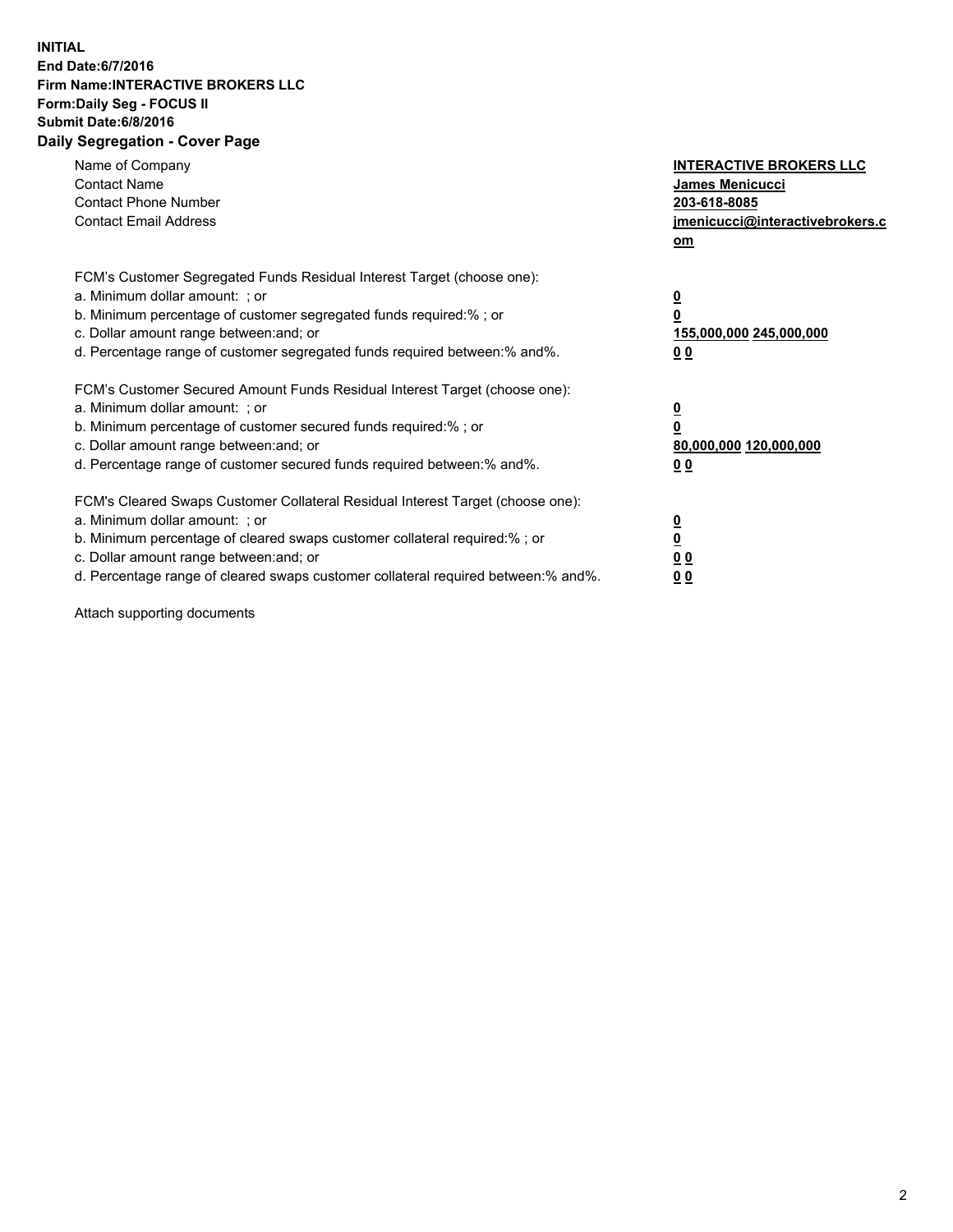**INITIAL**
**End Date:6/7/2016**
**Firm Name:INTERACTIVE BROKERS LLC**
**Form:Daily Seg - FOCUS II**
**Submit Date:6/8/2016**
**Daily Segregation - Cover Page**

| | |
|---|---|
| Name of Company | **INTERACTIVE BROKERS LLC** |
| Contact Name | **James Menicucci** |
| Contact Phone Number | **203-618-8085** |
| Contact Email Address | **jmenicucci@interactivebrokers.com** |

FCM's Customer Segregated Funds Residual Interest Target (choose one):

| | |
|---|---|
| a. Minimum dollar amount: ; or | **0** |
| b. Minimum percentage of customer segregated funds required:% ; or | **0** |
| c. Dollar amount range between:and; or | **155,000,000 245,000,000** |
| d. Percentage range of customer segregated funds required between:% and%. | **0 0** |

FCM's Customer Secured Amount Funds Residual Interest Target (choose one):

| | |
|---|---|
| a. Minimum dollar amount: ; or | **0** |
| b. Minimum percentage of customer secured funds required:% ; or | **0** |
| c. Dollar amount range between:and; or | **80,000,000 120,000,000** |
| d. Percentage range of customer secured funds required between:% and%. | **0 0** |

FCM's Cleared Swaps Customer Collateral Residual Interest Target (choose one):

| | |
|---|---|
| a. Minimum dollar amount: ; or | **0** |
| b. Minimum percentage of cleared swaps customer collateral required:% ; or | **0** |
| c. Dollar amount range between:and; or | **0 0** |
| d. Percentage range of cleared swaps customer collateral required between:% and%. | **0 0** |

Attach supporting documents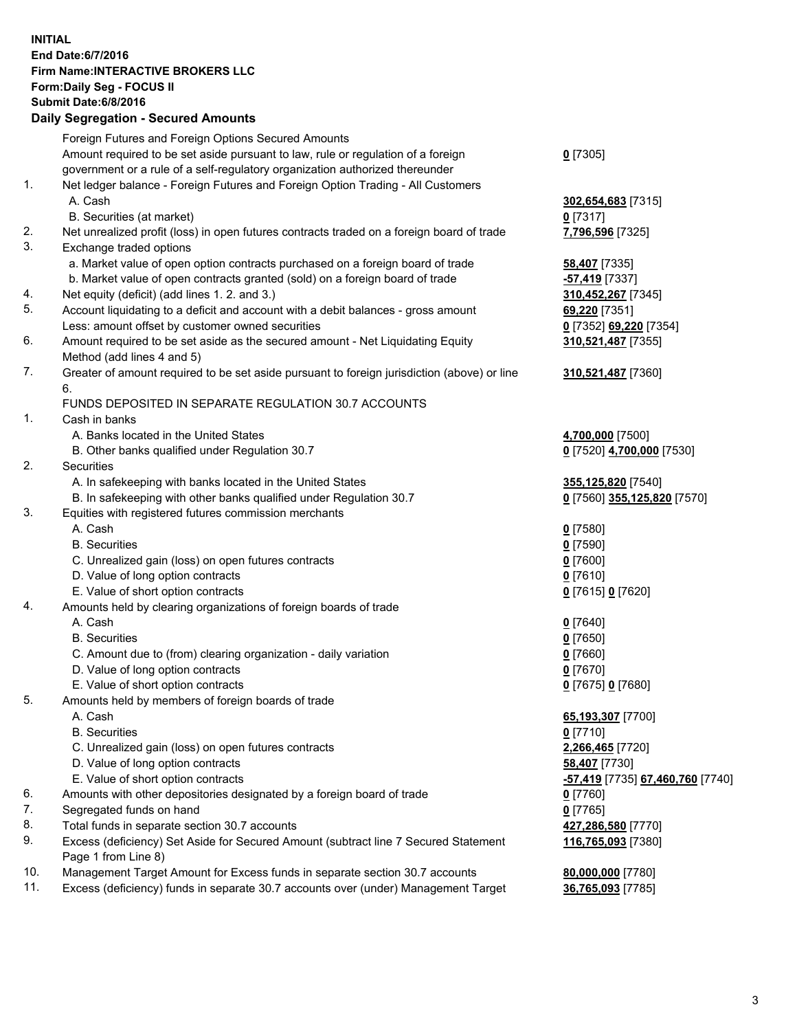**INITIAL**
**End Date:6/7/2016**
**Firm Name:INTERACTIVE BROKERS LLC**
**Form:Daily Seg - FOCUS II**
**Submit Date:6/8/2016**

**Daily Segregation - Secured Amounts**

| | | |
|---|---|---|
| | Foreign Futures and Foreign Options Secured Amounts | |
| | Amount required to be set aside pursuant to law, rule or regulation of a foreign government or a rule of a self-regulatory organization authorized thereunder | 0 [7305] |
| 1. | Net ledger balance - Foreign Futures and Foreign Option Trading - All Customers | |
| | A. Cash | 302,654,683 [7315] |
| | B. Securities (at market) | 0 [7317] |
| 2. | Net unrealized profit (loss) in open futures contracts traded on a foreign board of trade | 7,796,596 [7325] |
| 3. | Exchange traded options | |
| | a. Market value of open option contracts purchased on a foreign board of trade | 58,407 [7335] |
| | b. Market value of open contracts granted (sold) on a foreign board of trade | -57,419 [7337] |
| 4. | Net equity (deficit) (add lines 1. 2. and 3.) | 310,452,267 [7345] |
| 5. | Account liquidating to a deficit and account with a debit balances - gross amount | 69,220 [7351] |
| | Less: amount offset by customer owned securities | 0 [7352] 69,220 [7354] |
| 6. | Amount required to be set aside as the secured amount - Net Liquidating Equity Method (add lines 4 and 5) | 310,521,487 [7355] |
| 7. | Greater of amount required to be set aside pursuant to foreign jurisdiction (above) or line 6. | 310,521,487 [7360] |
| | FUNDS DEPOSITED IN SEPARATE REGULATION 30.7 ACCOUNTS | |
| 1. | Cash in banks | |
| | A. Banks located in the United States | 4,700,000 [7500] |
| | B. Other banks qualified under Regulation 30.7 | 0 [7520] 4,700,000 [7530] |
| 2. | Securities | |
| | A. In safekeeping with banks located in the United States | 355,125,820 [7540] |
| | B. In safekeeping with other banks qualified under Regulation 30.7 | 0 [7560] 355,125,820 [7570] |
| 3. | Equities with registered futures commission merchants | |
| | A. Cash | 0 [7580] |
| | B. Securities | 0 [7590] |
| | C. Unrealized gain (loss) on open futures contracts | 0 [7600] |
| | D. Value of long option contracts | 0 [7610] |
| | E. Value of short option contracts | 0 [7615] 0 [7620] |
| 4. | Amounts held by clearing organizations of foreign boards of trade | |
| | A. Cash | 0 [7640] |
| | B. Securities | 0 [7650] |
| | C. Amount due to (from) clearing organization - daily variation | 0 [7660] |
| | D. Value of long option contracts | 0 [7670] |
| | E. Value of short option contracts | 0 [7675] 0 [7680] |
| 5. | Amounts held by members of foreign boards of trade | |
| | A. Cash | 65,193,307 [7700] |
| | B. Securities | 0 [7710] |
| | C. Unrealized gain (loss) on open futures contracts | 2,266,465 [7720] |
| | D. Value of long option contracts | 58,407 [7730] |
| | E. Value of short option contracts | -57,419 [7735] 67,460,760 [7740] |
| 6. | Amounts with other depositories designated by a foreign board of trade | 0 [7760] |
| 7. | Segregated funds on hand | 0 [7765] |
| 8. | Total funds in separate section 30.7 accounts | 427,286,580 [7770] |
| 9. | Excess (deficiency) Set Aside for Secured Amount (subtract line 7 Secured Statement Page 1 from Line 8) | 116,765,093 [7380] |
| 10. | Management Target Amount for Excess funds in separate section 30.7 accounts | 80,000,000 [7780] |
| 11. | Excess (deficiency) funds in separate 30.7 accounts over (under) Management Target | 36,765,093 [7785] |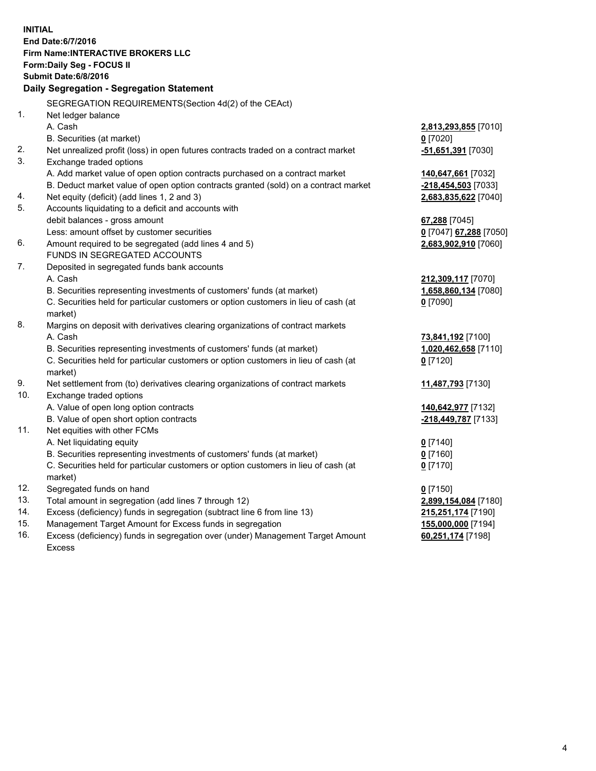**INITIAL**
**End Date:6/7/2016**
**Firm Name:INTERACTIVE BROKERS LLC**
**Form:Daily Seg - FOCUS II**
**Submit Date:6/8/2016**

## Daily Segregation - Segregation Statement

SEGREGATION REQUIREMENTS(Section 4d(2) of the CEAct)

| | | |
|---|---|---|
| 1. | Net ledger balance | |
| | A. Cash | **2,813,293,855** [7010] |
| | B. Securities (at market) | **0** [7020] |
| 2. | Net unrealized profit (loss) in open futures contracts traded on a contract market | **-51,651,391** [7030] |
| 3. | Exchange traded options | |
| | A. Add market value of open option contracts purchased on a contract market | **140,647,661** [7032] |
| | B. Deduct market value of open option contracts granted (sold) on a contract market | **-218,454,503** [7033] |
| 4. | Net equity (deficit) (add lines 1, 2 and 3) | **2,683,835,622** [7040] |
| 5. | Accounts liquidating to a deficit and accounts with debit balances - gross amount | **67,288** [7045] |
| | Less: amount offset by customer securities | **0** [7047] **67,288** [7050] |
| 6. | Amount required to be segregated (add lines 4 and 5) | **2,683,902,910** [7060] |
| | FUNDS IN SEGREGATED ACCOUNTS | |
| 7. | Deposited in segregated funds bank accounts | |
| | A. Cash | **212,309,117** [7070] |
| | B. Securities representing investments of customers' funds (at market) | **1,658,860,134** [7080] |
| | C. Securities held for particular customers or option customers in lieu of cash (at market) | **0** [7090] |
| 8. | Margins on deposit with derivatives clearing organizations of contract markets | |
| | A. Cash | **73,841,192** [7100] |
| | B. Securities representing investments of customers' funds (at market) | **1,020,462,658** [7110] |
| | C. Securities held for particular customers or option customers in lieu of cash (at market) | **0** [7120] |
| 9. | Net settlement from (to) derivatives clearing organizations of contract markets | **11,487,793** [7130] |
| 10. | Exchange traded options | |
| | A. Value of open long option contracts | **140,642,977** [7132] |
| | B. Value of open short option contracts | **-218,449,787** [7133] |
| 11. | Net equities with other FCMs | |
| | A. Net liquidating equity | **0** [7140] |
| | B. Securities representing investments of customers' funds (at market) | **0** [7160] |
| | C. Securities held for particular customers or option customers in lieu of cash (at market) | **0** [7170] |
| 12. | Segregated funds on hand | **0** [7150] |
| 13. | Total amount in segregation (add lines 7 through 12) | **2,899,154,084** [7180] |
| 14. | Excess (deficiency) funds in segregation (subtract line 6 from line 13) | **215,251,174** [7190] |
| 15. | Management Target Amount for Excess funds in segregation | **155,000,000** [7194] |
| 16. | Excess (deficiency) funds in segregation over (under) Management Target Amount Excess | **60,251,174** [7198] |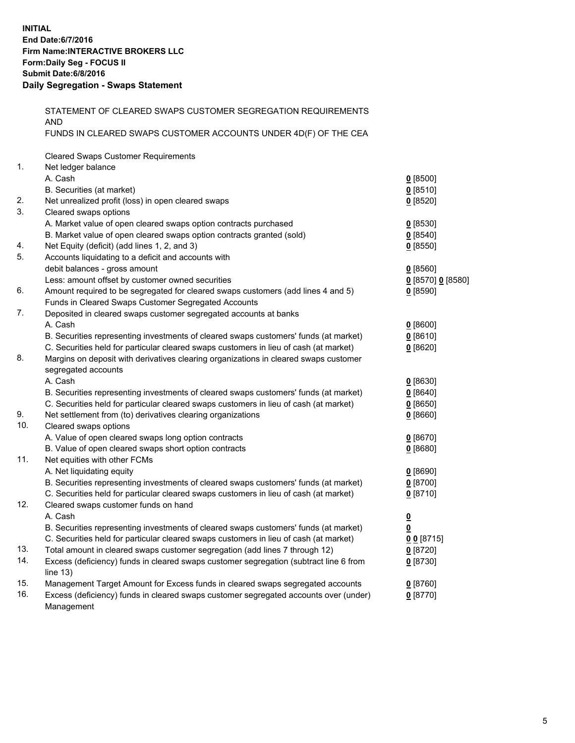**INITIAL**
**End Date:6/7/2016**
**Firm Name:INTERACTIVE BROKERS LLC**
**Form:Daily Seg - FOCUS II**
**Submit Date:6/8/2016**
**Daily Segregation - Swaps Statement**

STATEMENT OF CLEARED SWAPS CUSTOMER SEGREGATION REQUIREMENTS AND
FUNDS IN CLEARED SWAPS CUSTOMER ACCOUNTS UNDER 4D(F) OF THE CEA

| | | |
|---|---|---|
| | Cleared Swaps Customer Requirements | |
| 1. | Net ledger balance | |
| | A. Cash | 0 [8500] |
| | B. Securities (at market) | 0 [8510] |
| 2. | Net unrealized profit (loss) in open cleared swaps | 0 [8520] |
| 3. | Cleared swaps options | |
| | A. Market value of open cleared swaps option contracts purchased | 0 [8530] |
| | B. Market value of open cleared swaps option contracts granted (sold) | 0 [8540] |
| 4. | Net Equity (deficit) (add lines 1, 2, and 3) | 0 [8550] |
| 5. | Accounts liquidating to a deficit and accounts with | |
| | debit balances - gross amount | 0 [8560] |
| | Less: amount offset by customer owned securities | 0 [8570] 0 [8580] |
| 6. | Amount required to be segregated for cleared swaps customers (add lines 4 and 5) | 0 [8590] |
| | Funds in Cleared Swaps Customer Segregated Accounts | |
| 7. | Deposited in cleared swaps customer segregated accounts at banks | |
| | A. Cash | 0 [8600] |
| | B. Securities representing investments of cleared swaps customers' funds (at market) | 0 [8610] |
| | C. Securities held for particular cleared swaps customers in lieu of cash (at market) | 0 [8620] |
| 8. | Margins on deposit with derivatives clearing organizations in cleared swaps customer segregated accounts | |
| | A. Cash | 0 [8630] |
| | B. Securities representing investments of cleared swaps customers' funds (at market) | 0 [8640] |
| | C. Securities held for particular cleared swaps customers in lieu of cash (at market) | 0 [8650] |
| 9. | Net settlement from (to) derivatives clearing organizations | 0 [8660] |
| 10. | Cleared swaps options | |
| | A. Value of open cleared swaps long option contracts | 0 [8670] |
| | B. Value of open cleared swaps short option contracts | 0 [8680] |
| 11. | Net equities with other FCMs | |
| | A. Net liquidating equity | 0 [8690] |
| | B. Securities representing investments of cleared swaps customers' funds (at market) | 0 [8700] |
| | C. Securities held for particular cleared swaps customers in lieu of cash (at market) | 0 [8710] |
| 12. | Cleared swaps customer funds on hand | |
| | A. Cash | 0 |
| | B. Securities representing investments of cleared swaps customers' funds (at market) | 0 |
| | C. Securities held for particular cleared swaps customers in lieu of cash (at market) | 0 0 [8715] |
| 13. | Total amount in cleared swaps customer segregation (add lines 7 through 12) | 0 [8720] |
| 14. | Excess (deficiency) funds in cleared swaps customer segregation (subtract line 6 from line 13) | 0 [8730] |
| 15. | Management Target Amount for Excess funds in cleared swaps segregated accounts | 0 [8760] |
| 16. | Excess (deficiency) funds in cleared swaps customer segregated accounts over (under) Management | 0 [8770] |